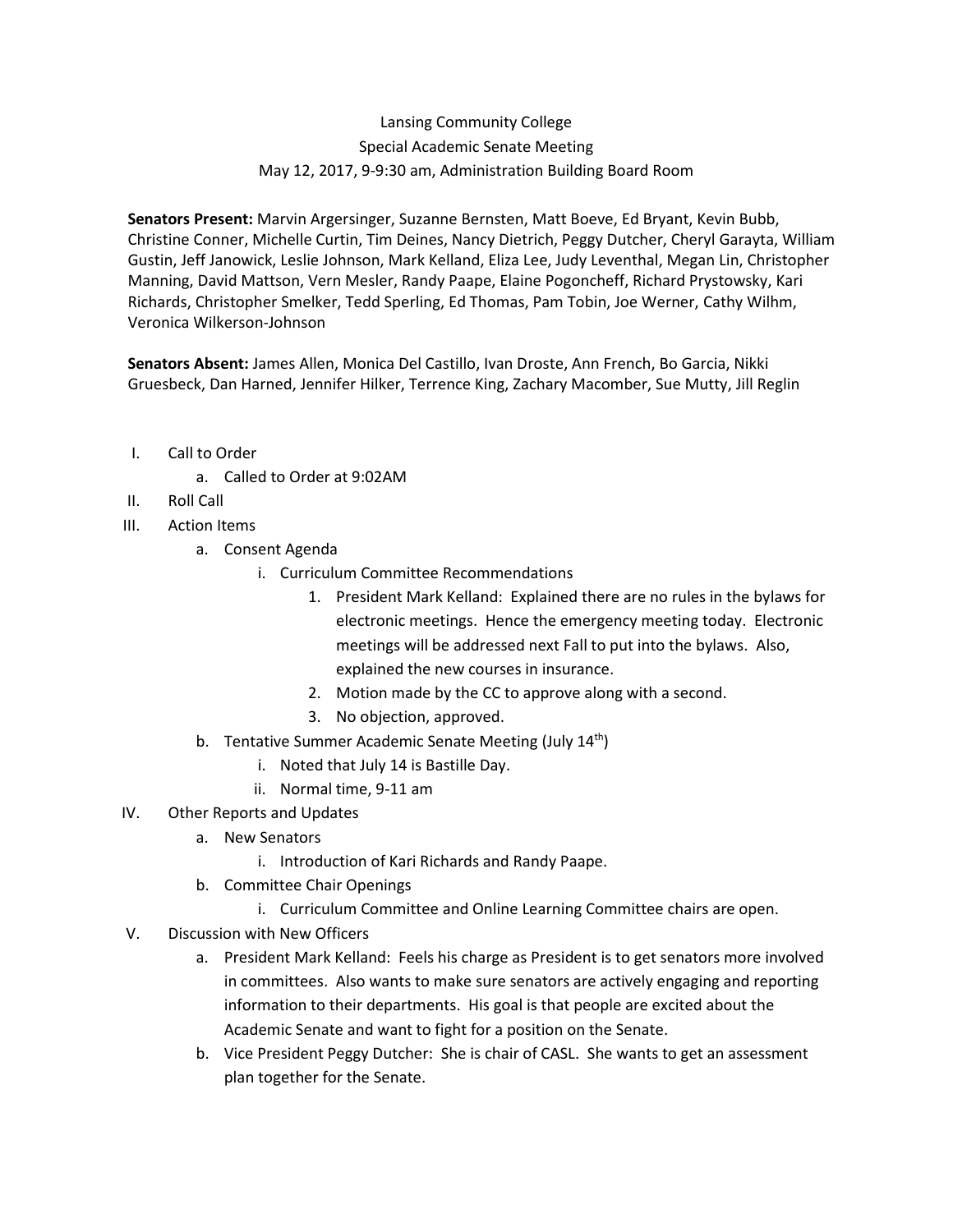Lansing Community College

Special Academic Senate Meeting

May 12, 2017, 9-9:30 am, Administration Building Board Room

**Senators Present:** Marvin Argersinger, Suzanne Bernsten, Matt Boeve, Ed Bryant, Kevin Bubb, Christine Conner, Michelle Curtin, Tim Deines, Nancy Dietrich, Peggy Dutcher, Cheryl Garayta, William Gustin, Jeff Janowick, Leslie Johnson, Mark Kelland, Eliza Lee, Judy Leventhal, Megan Lin, Christopher Manning, David Mattson, Vern Mesler, Randy Paape, Elaine Pogoncheff, Richard Prystowsky, Kari Richards, Christopher Smelker, Tedd Sperling, Ed Thomas, Pam Tobin, Joe Werner, Cathy Wilhm, Veronica Wilkerson-Johnson

**Senators Absent:** James Allen, Monica Del Castillo, Ivan Droste, Ann French, Bo Garcia, Nikki Gruesbeck, Dan Harned, Jennifer Hilker, Terrence King, Zachary Macomber, Sue Mutty, Jill Reglin

I. Call to Order
   a. Called to Order at 9:02AM
II. Roll Call
III. Action Items
   a. Consent Agenda
      i. Curriculum Committee Recommendations
         1. President Mark Kelland: Explained there are no rules in the bylaws for electronic meetings. Hence the emergency meeting today. Electronic meetings will be addressed next Fall to put into the bylaws. Also, explained the new courses in insurance.
         2. Motion made by the CC to approve along with a second.
         3. No objection, approved.
   b. Tentative Summer Academic Senate Meeting (July 14th)
      i. Noted that July 14 is Bastille Day.
      ii. Normal time, 9-11 am
IV. Other Reports and Updates
   a. New Senators
      i. Introduction of Kari Richards and Randy Paape.
   b. Committee Chair Openings
      i. Curriculum Committee and Online Learning Committee chairs are open.
V. Discussion with New Officers
   a. President Mark Kelland: Feels his charge as President is to get senators more involved in committees. Also wants to make sure senators are actively engaging and reporting information to their departments. His goal is that people are excited about the Academic Senate and want to fight for a position on the Senate.
   b. Vice President Peggy Dutcher: She is chair of CASL. She wants to get an assessment plan together for the Senate.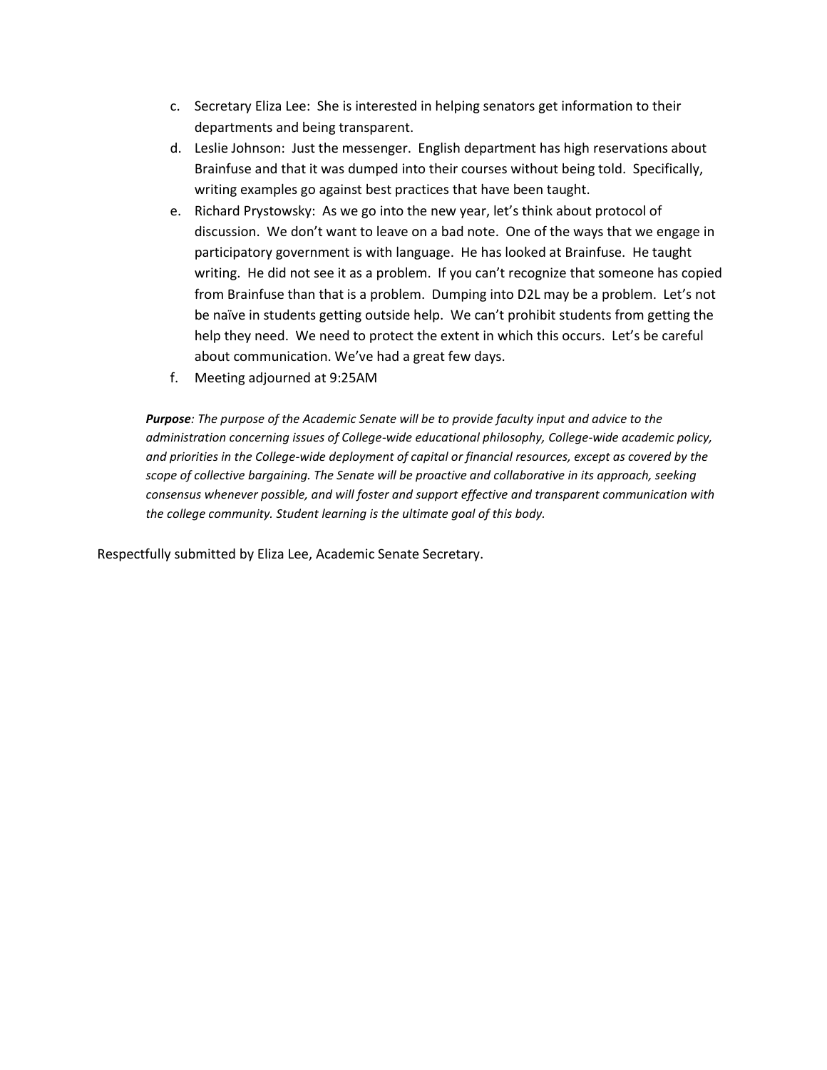c. Secretary Eliza Lee: She is interested in helping senators get information to their departments and being transparent.
d. Leslie Johnson: Just the messenger. English department has high reservations about Brainfuse and that it was dumped into their courses without being told. Specifically, writing examples go against best practices that have been taught.
e. Richard Prystowsky: As we go into the new year, let's think about protocol of discussion. We don't want to leave on a bad note. One of the ways that we engage in participatory government is with language. He has looked at Brainfuse. He taught writing. He did not see it as a problem. If you can't recognize that someone has copied from Brainfuse than that is a problem. Dumping into D2L may be a problem. Let's not be naïve in students getting outside help. We can't prohibit students from getting the help they need. We need to protect the extent in which this occurs. Let's be careful about communication. We've had a great few days.
f. Meeting adjourned at 9:25AM

***Purpose**: The purpose of the Academic Senate will be to provide faculty input and advice to the administration concerning issues of College-wide educational philosophy, College-wide academic policy, and priorities in the College-wide deployment of capital or financial resources, except as covered by the scope of collective bargaining. The Senate will be proactive and collaborative in its approach, seeking consensus whenever possible, and will foster and support effective and transparent communication with the college community. Student learning is the ultimate goal of this body.*

Respectfully submitted by Eliza Lee, Academic Senate Secretary.